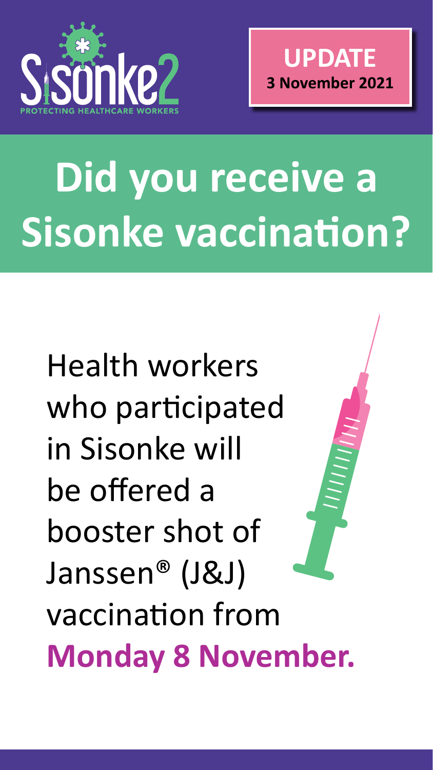Sisonke2

PROTECTING HEALTHCARE WORKERS

**UPDATE**
**3 November 2021**

# Did you receive a Sisonke vaccination?

Health workers who participated in Sisonke will be offered a booster shot of Janssen® (J&J) vaccination from **Monday 8 November.**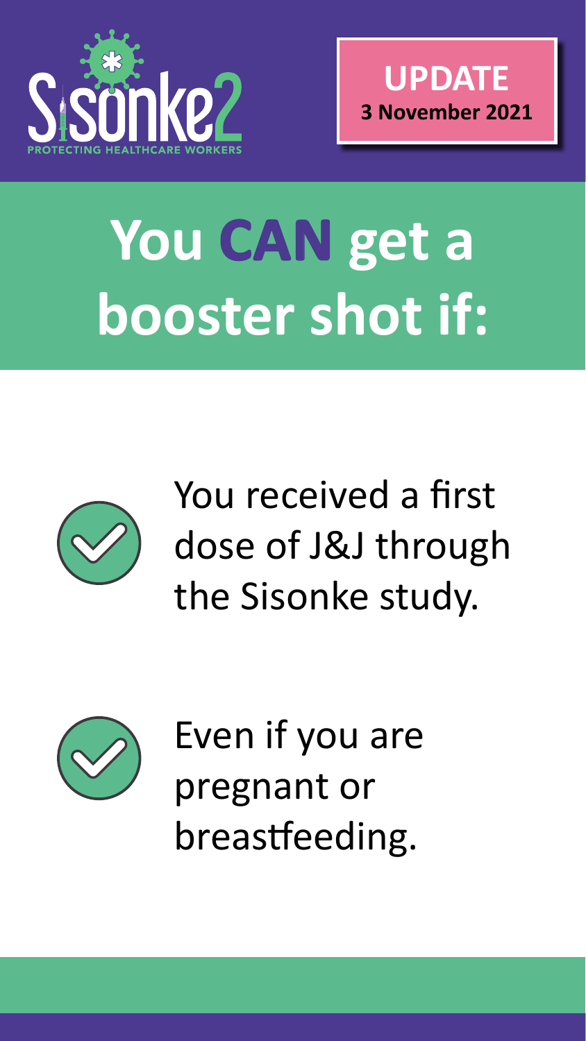Sisonke2

PROTECTING HEALTHCARE WORKERS

**UPDATE**
**3 November 2021**

# You **CAN** get a booster shot if:

- You received a first dose of J&J through the Sisonke study.
- Even if you are pregnant or breastfeeding.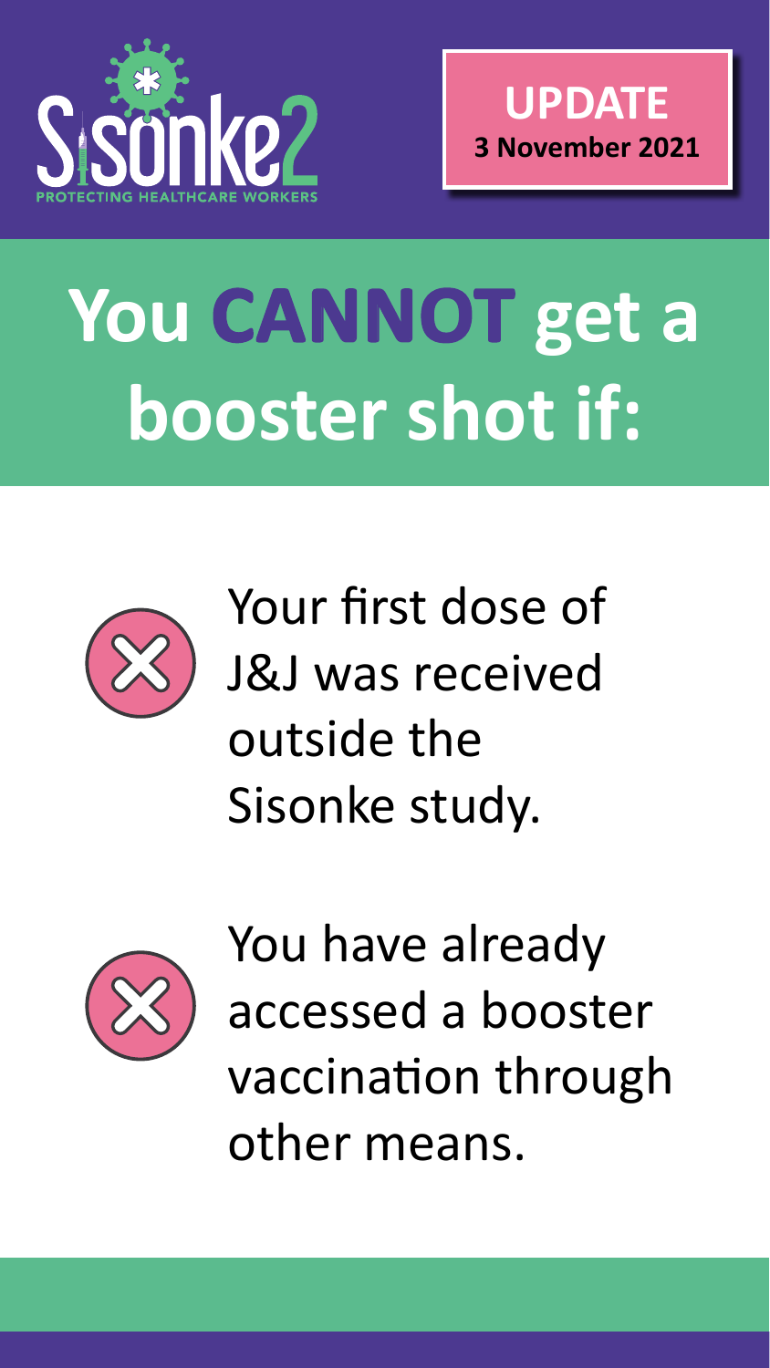Sisonke2

PROTECTING HEALTHCARE WORKERS

**UPDATE**
**3 November 2021**

# You **CANNOT** get a booster shot if:

- Your first dose of J&J was received outside the Sisonke study.
- You have already accessed a booster vaccination through other means.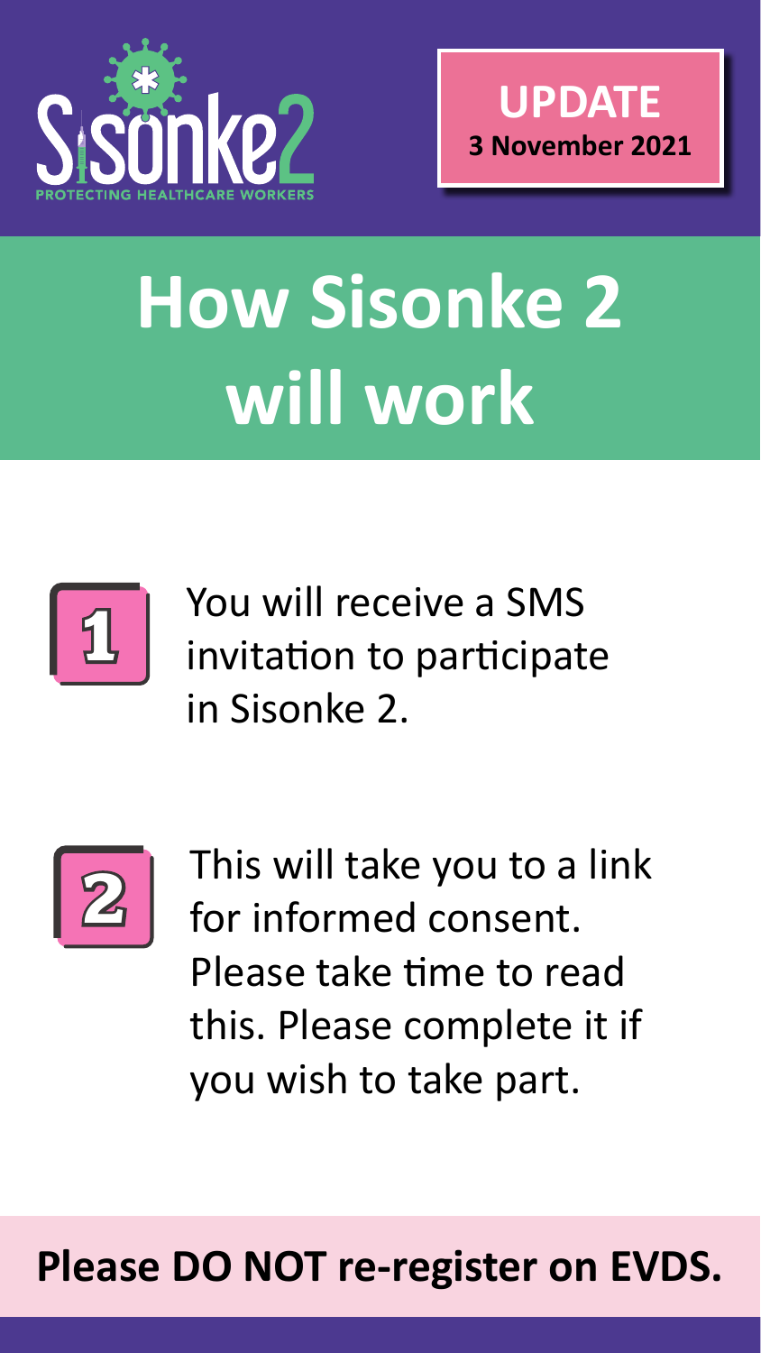Sisonke2

PROTECTING HEALTHCARE WORKERS

**UPDATE**
**3 November 2021**

# How Sisonke 2 will work

1. You will receive a SMS invitation to participate in Sisonke 2.

2. This will take you to a link for informed consent. Please take time to read this. Please complete it if you wish to take part.

**Please DO NOT re-register on EVDS.**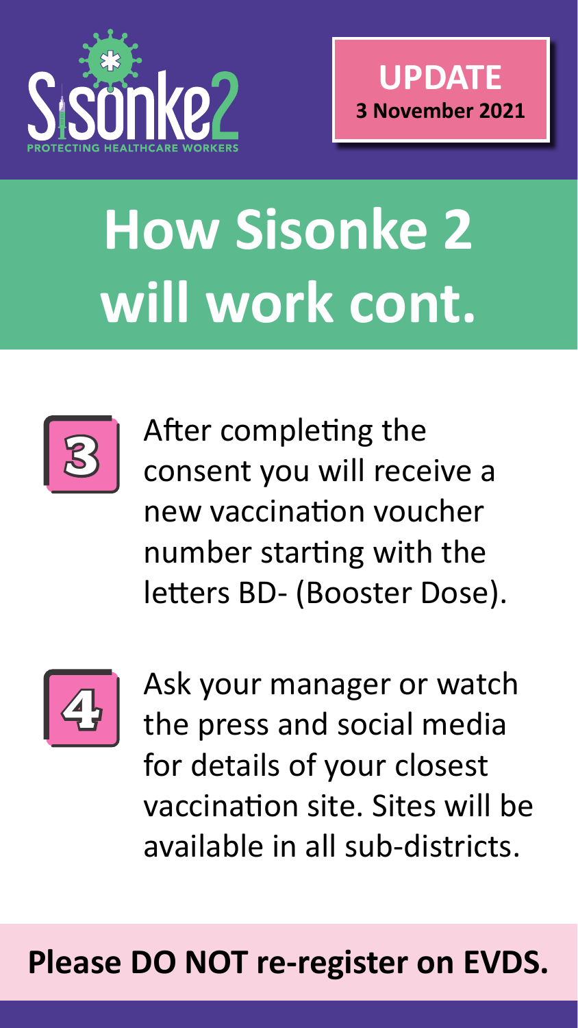Sisonke2

PROTECTING HEALTHCARE WORKERS

**UPDATE**
**3 November 2021**

# How Sisonke 2 will work cont.

3. After completing the consent you will receive a new vaccination voucher number starting with the letters BD- (Booster Dose).

4. Ask your manager or watch the press and social media for details of your closest vaccination site. Sites will be available in all sub-districts.

**Please DO NOT re-register on EVDS.**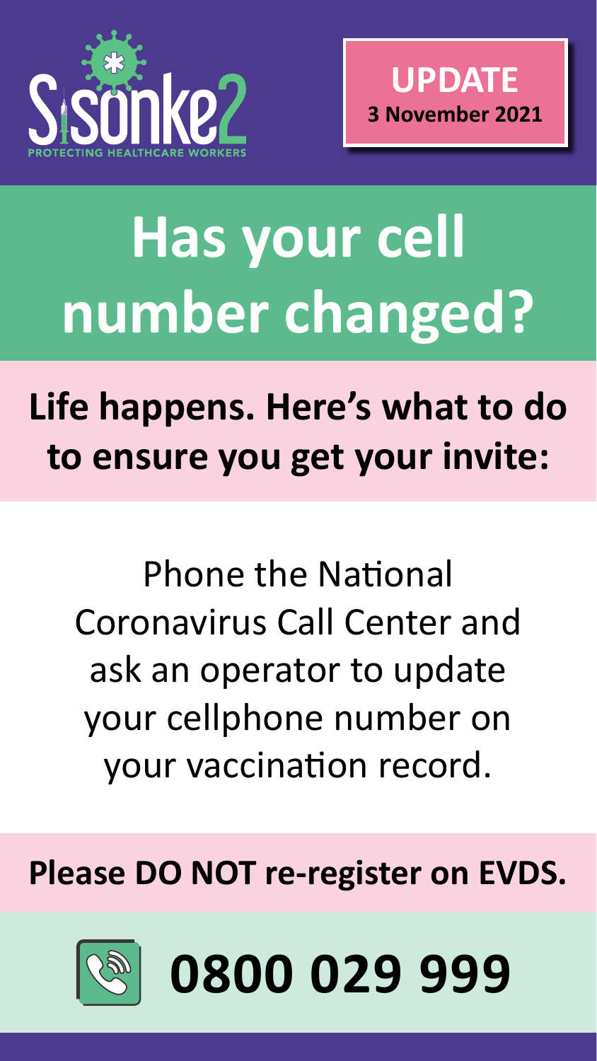Sisonke2

PROTECTING HEALTHCARE WORKERS

**UPDATE**
**3 November 2021**

# Has your cell number changed?

## Life happens. Here's what to do to ensure you get your invite:

Phone the National Coronavirus Call Center and ask an operator to update your cellphone number on your vaccination record.

**Please DO NOT re-register on EVDS.**

# 0800 029 999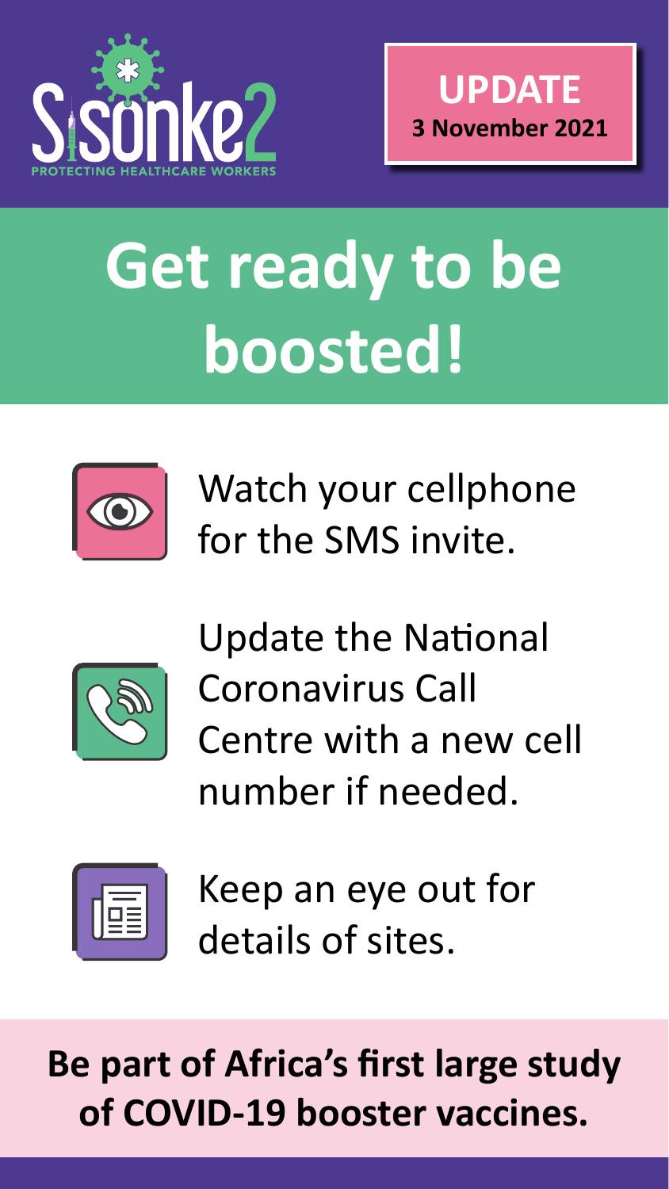Sisonke2

PROTECTING HEALTHCARE WORKERS

**UPDATE**
**3 November 2021**

# Get ready to be boosted!

Watch your cellphone for the SMS invite.

Update the National Coronavirus Call Centre with a new cell number if needed.

Keep an eye out for details of sites.

**Be part of Africa's first large study of COVID-19 booster vaccines.**